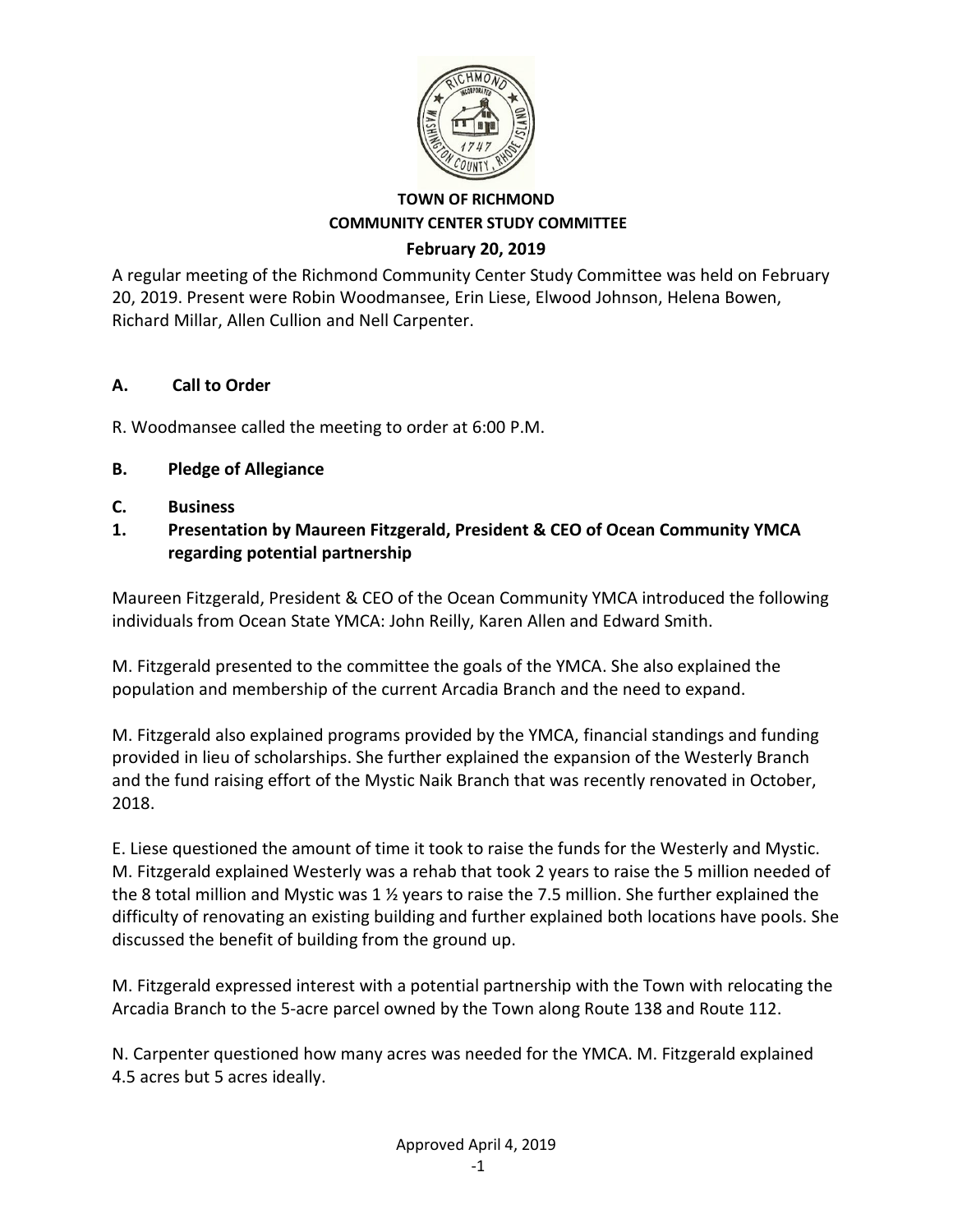**TOWN OF RICHMOND**
**COMMUNITY CENTER STUDY COMMITTEE**
**February 20, 2019**

A regular meeting of the Richmond Community Center Study Committee was held on February 20, 2019. Present were Robin Woodmansee, Erin Liese, Elwood Johnson, Helena Bowen, Richard Millar, Allen Cullion and Nell Carpenter.

## A. Call to Order

R. Woodmansee called the meeting to order at 6:00 P.M.

## B. Pledge of Allegiance

## C. Business

### 1. Presentation by Maureen Fitzgerald, President & CEO of Ocean Community YMCA regarding potential partnership

Maureen Fitzgerald, President & CEO of the Ocean Community YMCA introduced the following individuals from Ocean State YMCA: John Reilly, Karen Allen and Edward Smith.

M. Fitzgerald presented to the committee the goals of the YMCA. She also explained the population and membership of the current Arcadia Branch and the need to expand.

M. Fitzgerald also explained programs provided by the YMCA, financial standings and funding provided in lieu of scholarships. She further explained the expansion of the Westerly Branch and the fund raising effort of the Mystic Naik Branch that was recently renovated in October, 2018.

E. Liese questioned the amount of time it took to raise the funds for the Westerly and Mystic. M. Fitzgerald explained Westerly was a rehab that took 2 years to raise the 5 million needed of the 8 total million and Mystic was 1 ½ years to raise the 7.5 million. She further explained the difficulty of renovating an existing building and further explained both locations have pools. She discussed the benefit of building from the ground up.

M. Fitzgerald expressed interest with a potential partnership with the Town with relocating the Arcadia Branch to the 5-acre parcel owned by the Town along Route 138 and Route 112.

N. Carpenter questioned how many acres was needed for the YMCA. M. Fitzgerald explained 4.5 acres but 5 acres ideally.

Approved April 4, 2019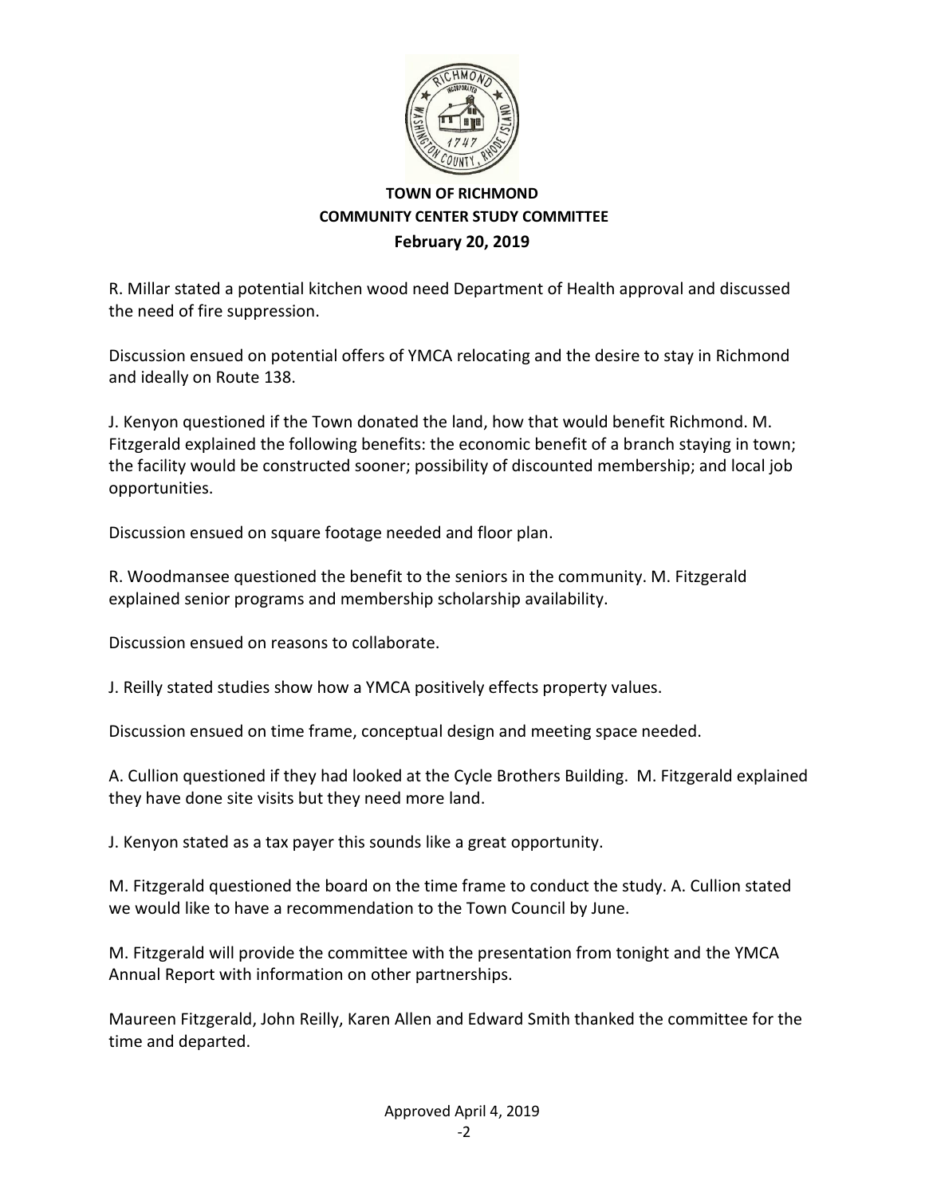**TOWN OF RICHMOND**
**COMMUNITY CENTER STUDY COMMITTEE**
**February 20, 2019**

R. Millar stated a potential kitchen wood need Department of Health approval and discussed the need of fire suppression.

Discussion ensued on potential offers of YMCA relocating and the desire to stay in Richmond and ideally on Route 138.

J. Kenyon questioned if the Town donated the land, how that would benefit Richmond. M. Fitzgerald explained the following benefits: the economic benefit of a branch staying in town; the facility would be constructed sooner; possibility of discounted membership; and local job opportunities.

Discussion ensued on square footage needed and floor plan.

R. Woodmansee questioned the benefit to the seniors in the community. M. Fitzgerald explained senior programs and membership scholarship availability.

Discussion ensued on reasons to collaborate.

J. Reilly stated studies show how a YMCA positively effects property values.

Discussion ensued on time frame, conceptual design and meeting space needed.

A. Cullion questioned if they had looked at the Cycle Brothers Building. M. Fitzgerald explained they have done site visits but they need more land.

J. Kenyon stated as a tax payer this sounds like a great opportunity.

M. Fitzgerald questioned the board on the time frame to conduct the study. A. Cullion stated we would like to have a recommendation to the Town Council by June.

M. Fitzgerald will provide the committee with the presentation from tonight and the YMCA Annual Report with information on other partnerships.

Maureen Fitzgerald, John Reilly, Karen Allen and Edward Smith thanked the committee for the time and departed.

Approved April 4, 2019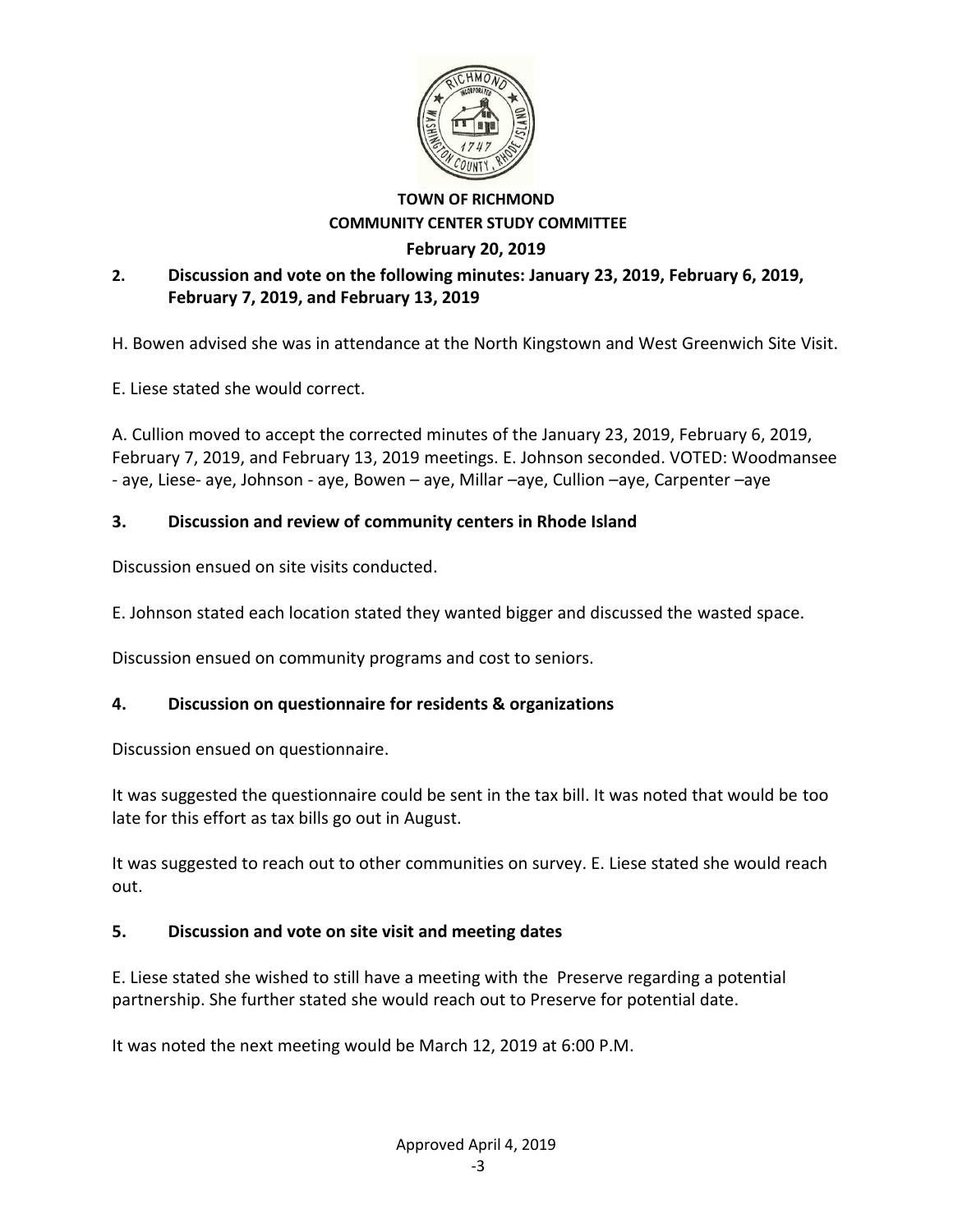**TOWN OF RICHMOND**
**COMMUNITY CENTER STUDY COMMITTEE**
**February 20, 2019**

**2. Discussion and vote on the following minutes: January 23, 2019, February 6, 2019, February 7, 2019, and February 13, 2019**

H. Bowen advised she was in attendance at the North Kingstown and West Greenwich Site Visit.

E. Liese stated she would correct.

A. Cullion moved to accept the corrected minutes of the January 23, 2019, February 6, 2019, February 7, 2019, and February 13, 2019 meetings. E. Johnson seconded. VOTED: Woodmansee - aye, Liese- aye, Johnson - aye, Bowen – aye, Millar –aye, Cullion –aye, Carpenter –aye

**3. Discussion and review of community centers in Rhode Island**

Discussion ensued on site visits conducted.

E. Johnson stated each location stated they wanted bigger and discussed the wasted space.

Discussion ensued on community programs and cost to seniors.

**4. Discussion on questionnaire for residents & organizations**

Discussion ensued on questionnaire.

It was suggested the questionnaire could be sent in the tax bill. It was noted that would be too late for this effort as tax bills go out in August.

It was suggested to reach out to other communities on survey. E. Liese stated she would reach out.

**5. Discussion and vote on site visit and meeting dates**

E. Liese stated she wished to still have a meeting with the Preserve regarding a potential partnership. She further stated she would reach out to Preserve for potential date.

It was noted the next meeting would be March 12, 2019 at 6:00 P.M.

Approved April 4, 2019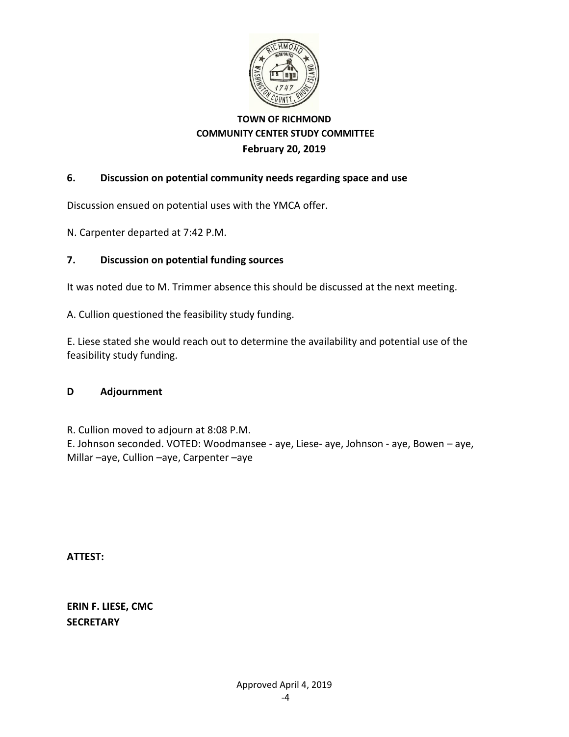**TOWN OF RICHMOND**
**COMMUNITY CENTER STUDY COMMITTEE**
**February 20, 2019**

## 6. Discussion on potential community needs regarding space and use

Discussion ensued on potential uses with the YMCA offer.

N. Carpenter departed at 7:42 P.M.

## 7. Discussion on potential funding sources

It was noted due to M. Trimmer absence this should be discussed at the next meeting.

A. Cullion questioned the feasibility study funding.

E. Liese stated she would reach out to determine the availability and potential use of the feasibility study funding.

## D Adjournment

R. Cullion moved to adjourn at 8:08 P.M.
E. Johnson seconded. VOTED: Woodmansee - aye, Liese- aye, Johnson - aye, Bowen – aye, Millar –aye, Cullion –aye, Carpenter –aye

**ATTEST:**

**ERIN F. LIESE, CMC**
**SECRETARY**

Approved April 4, 2019